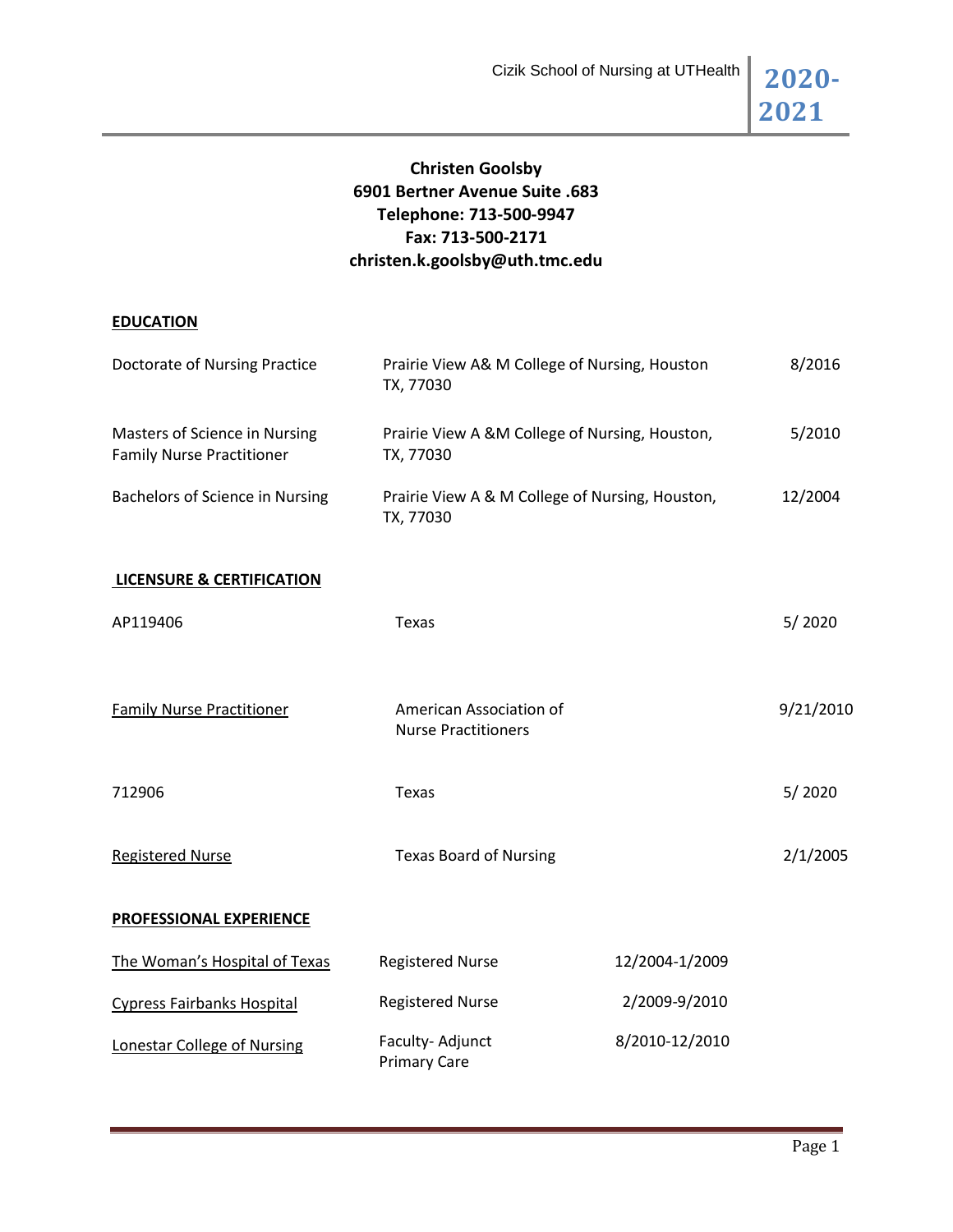**Christen Goolsby**
**6901 Bertner Avenue Suite .683**
**Telephone: 713-500-9947**
**Fax: 713-500-2171**
**christen.k.goolsby@uth.tmc.edu**

## EDUCATION

| | | |
|---|---|---|
| Doctorate of Nursing Practice | Prairie View A& M College of Nursing, Houston TX, 77030 | 8/2016 |
| Masters of Science in Nursing Family Nurse Practitioner | Prairie View A &M College of Nursing, Houston, TX, 77030 | 5/2010 |
| Bachelors of Science in Nursing | Prairie View A & M College of Nursing, Houston, TX, 77030 | 12/2004 |

## LICENSURE & CERTIFICATION

| | | |
|---|---|---|
| AP119406 | Texas | 5/ 2020 |
| Family Nurse Practitioner | American Association of Nurse Practitioners | 9/21/2010 |
| 712906 | Texas | 5/ 2020 |
| Registered Nurse | Texas Board of Nursing | 2/1/2005 |

## PROFESSIONAL EXPERIENCE

| | | |
|---|---|---|
| The Woman's Hospital of Texas | Registered Nurse | 12/2004-1/2009 |
| Cypress Fairbanks Hospital | Registered Nurse | 2/2009-9/2010 |
| Lonestar College of Nursing | Faculty- Adjunct Primary Care | 8/2010-12/2010 |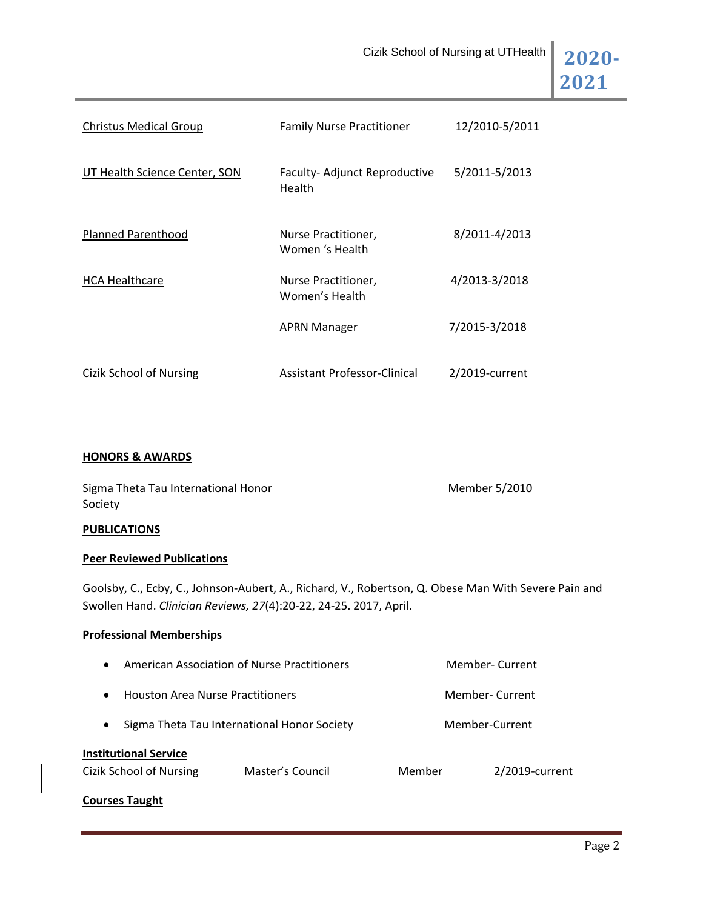| | | |
|---|---|---|
| Christus Medical Group | Family Nurse Practitioner | 12/2010-5/2011 |
| UT Health Science Center, SON | Faculty- Adjunct Reproductive Health | 5/2011-5/2013 |
| Planned Parenthood | Nurse Practitioner, Women 's Health | 8/2011-4/2013 |
| HCA Healthcare | Nurse Practitioner, Women's Health | 4/2013-3/2018 |
| | APRN Manager | 7/2015-3/2018 |
| Cizik School of Nursing | Assistant Professor-Clinical | 2/2019-current |

**HONORS & AWARDS**

| | |
|---|---|
| Sigma Theta Tau International Honor Society | Member 5/2010 |

**PUBLICATIONS**

**Peer Reviewed Publications**

Goolsby, C., Ecby, C., Johnson-Aubert, A., Richard, V., Robertson, Q. Obese Man With Severe Pain and Swollen Hand. *Clinician Reviews, 27*(4):20-22, 24-25. 2017, April.

**Professional Memberships**

- American Association of Nurse Practitioners — Member- Current
- Houston Area Nurse Practitioners — Member- Current
- Sigma Theta Tau International Honor Society — Member-Current

**Institutional Service**

| | | | |
|---|---|---|---|
| Cizik School of Nursing | Master's Council | Member | 2/2019-current |

**Courses Taught**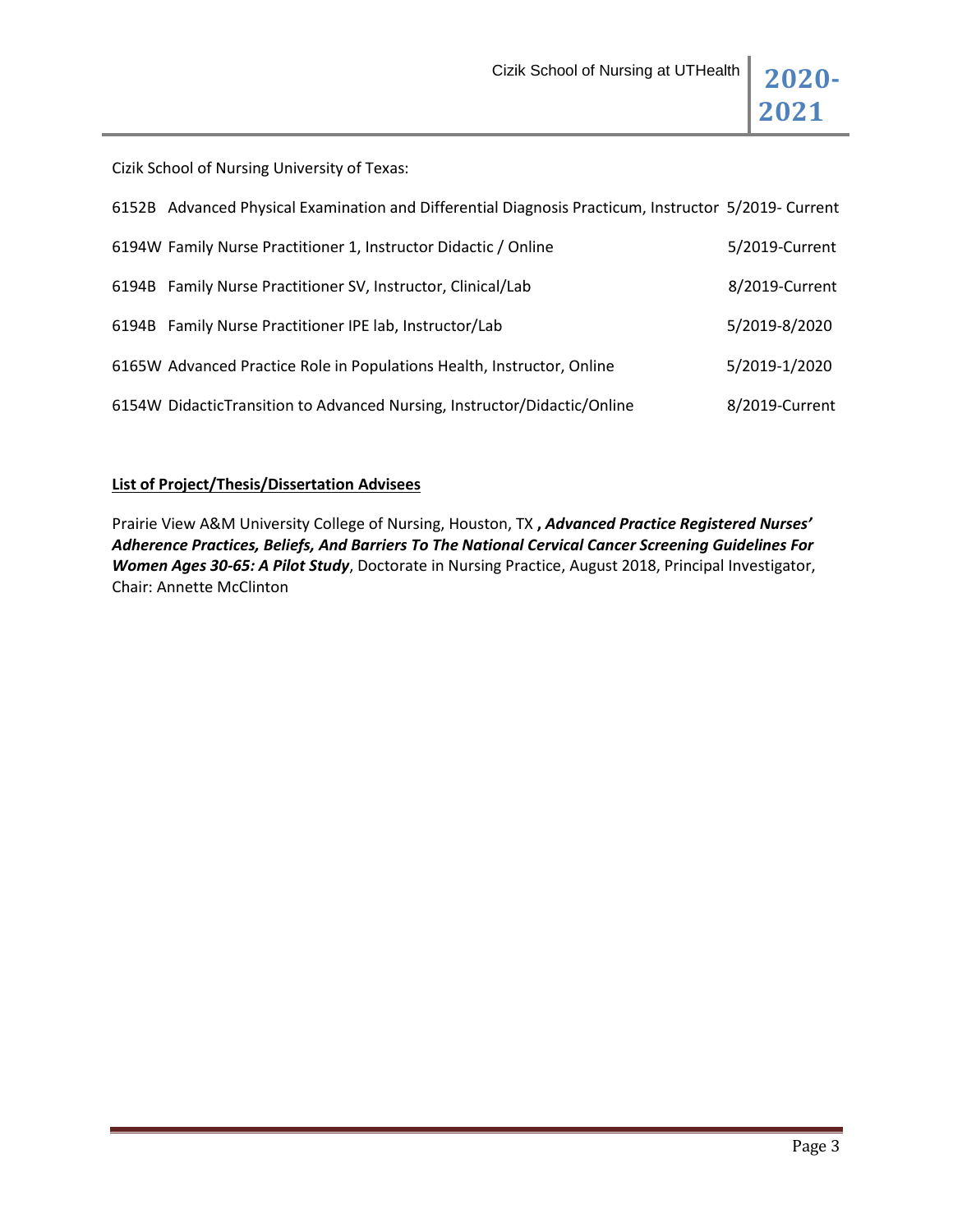Cizik School of Nursing University of Texas:

| | | |
|---|---|---|
| 6152B | Advanced Physical Examination and Differential Diagnosis Practicum, Instructor | 5/2019- Current |
| 6194W | Family Nurse Practitioner 1, Instructor Didactic / Online | 5/2019-Current |
| 6194B | Family Nurse Practitioner SV, Instructor, Clinical/Lab | 8/2019-Current |
| 6194B | Family Nurse Practitioner IPE lab, Instructor/Lab | 5/2019-8/2020 |
| 6165W | Advanced Practice Role in Populations Health, Instructor, Online | 5/2019-1/2020 |
| 6154W | DidacticTransition to Advanced Nursing, Instructor/Didactic/Online | 8/2019-Current |

**List of Project/Thesis/Dissertation Advisees**

Prairie View A&M University College of Nursing, Houston, TX ***, Advanced Practice Registered Nurses' Adherence Practices, Beliefs, And Barriers To The National Cervical Cancer Screening Guidelines For Women Ages 30-65: A Pilot Study***, Doctorate in Nursing Practice, August 2018, Principal Investigator, Chair: Annette McClinton